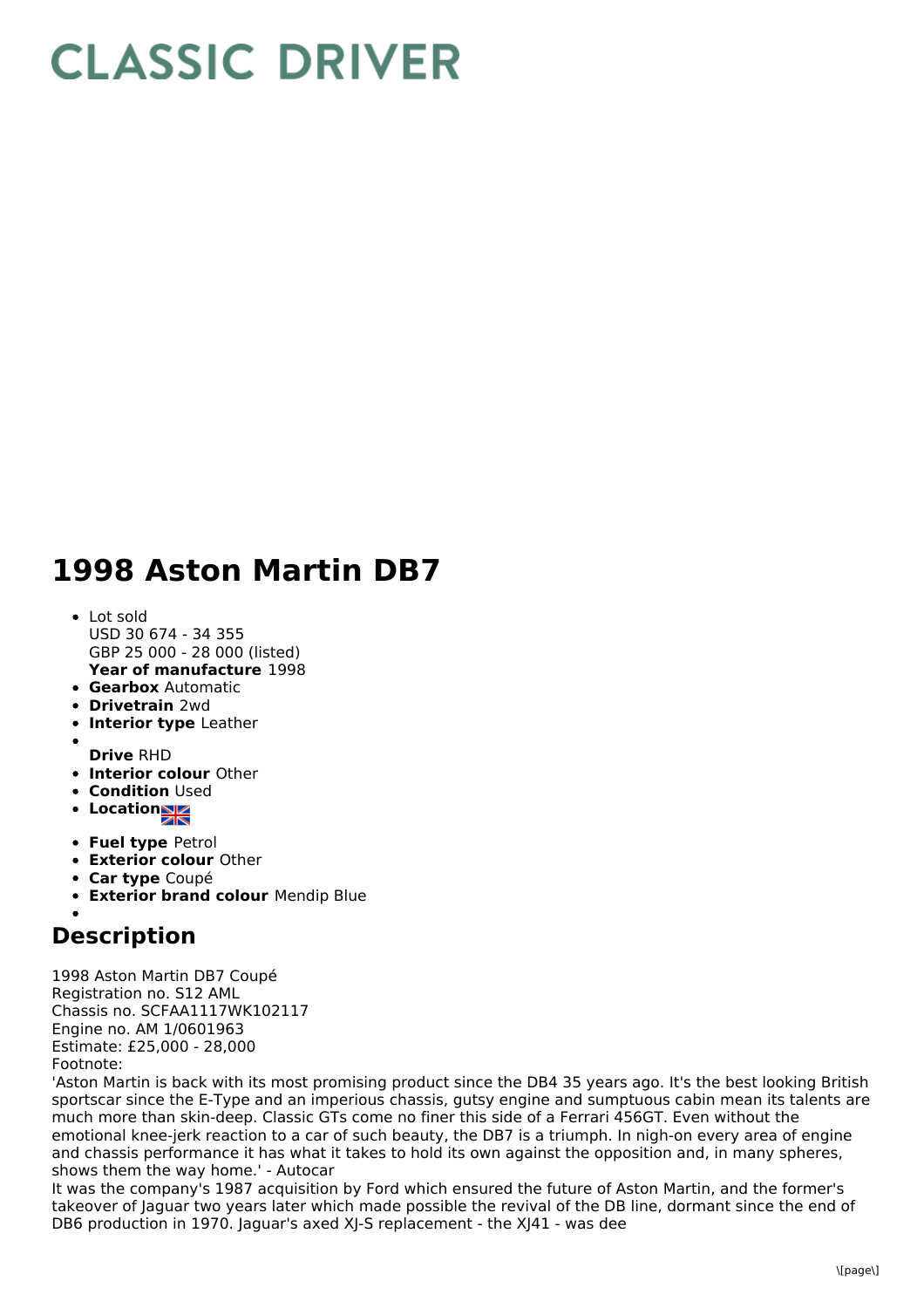# CLASSIC DRIVER

# 1998 Aston Martin DB7

- Lot sold
  USD 30 674 - 34 355
  GBP 25 000 - 28 000 (listed)
  **Year of manufacture** 1998
- **Gearbox** Automatic
- **Drivetrain** 2wd
- **Interior type** Leather
- 
  **Drive** RHD
- **Interior colour** Other
- **Condition** Used
- **Location**
- **Fuel type** Petrol
- **Exterior colour** Other
- **Car type** Coupé
- **Exterior brand colour** Mendip Blue
- 

## Description

1998 Aston Martin DB7 Coupé
Registration no. S12 AML
Chassis no. SCFAA1117WK102117
Engine no. AM 1/0601963
Estimate: £25,000 - 28,000
Footnote:
'Aston Martin is back with its most promising product since the DB4 35 years ago. It's the best looking British sportscar since the E-Type and an imperious chassis, gutsy engine and sumptuous cabin mean its talents are much more than skin-deep. Classic GTs come no finer this side of a Ferrari 456GT. Even without the emotional knee-jerk reaction to a car of such beauty, the DB7 is a triumph. In nigh-on every area of engine and chassis performance it has what it takes to hold its own against the opposition and, in many spheres, shows them the way home.' - Autocar
It was the company's 1987 acquisition by Ford which ensured the future of Aston Martin, and the former's takeover of Jaguar two years later which made possible the revival of the DB line, dormant since the end of DB6 production in 1970. Jaguar's axed XJ-S replacement - the XJ41 - was dee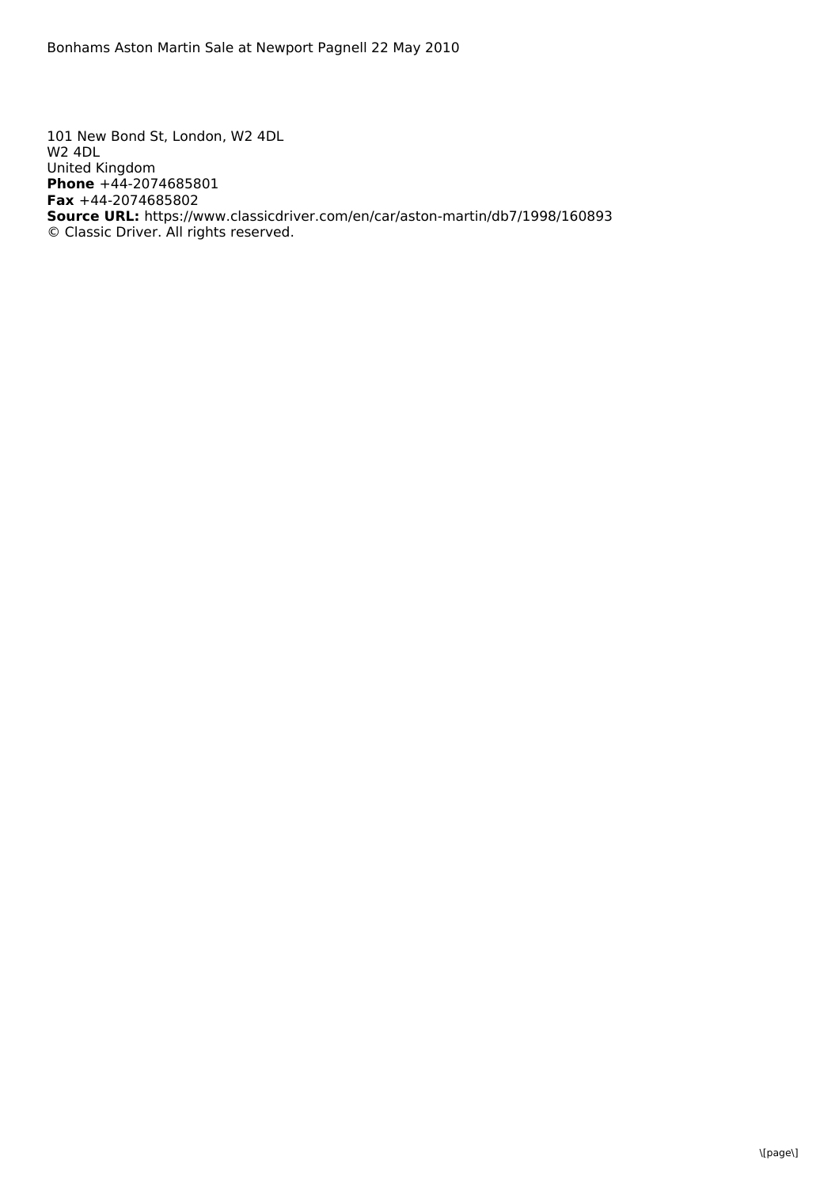Bonhams Aston Martin Sale at Newport Pagnell 22 May 2010

101 New Bond St, London, W2 4DL
W2 4DL
United Kingdom
**Phone** +44-2074685801
**Fax** +44-2074685802
**Source URL:** https://www.classicdriver.com/en/car/aston-martin/db7/1998/160893
© Classic Driver. All rights reserved.